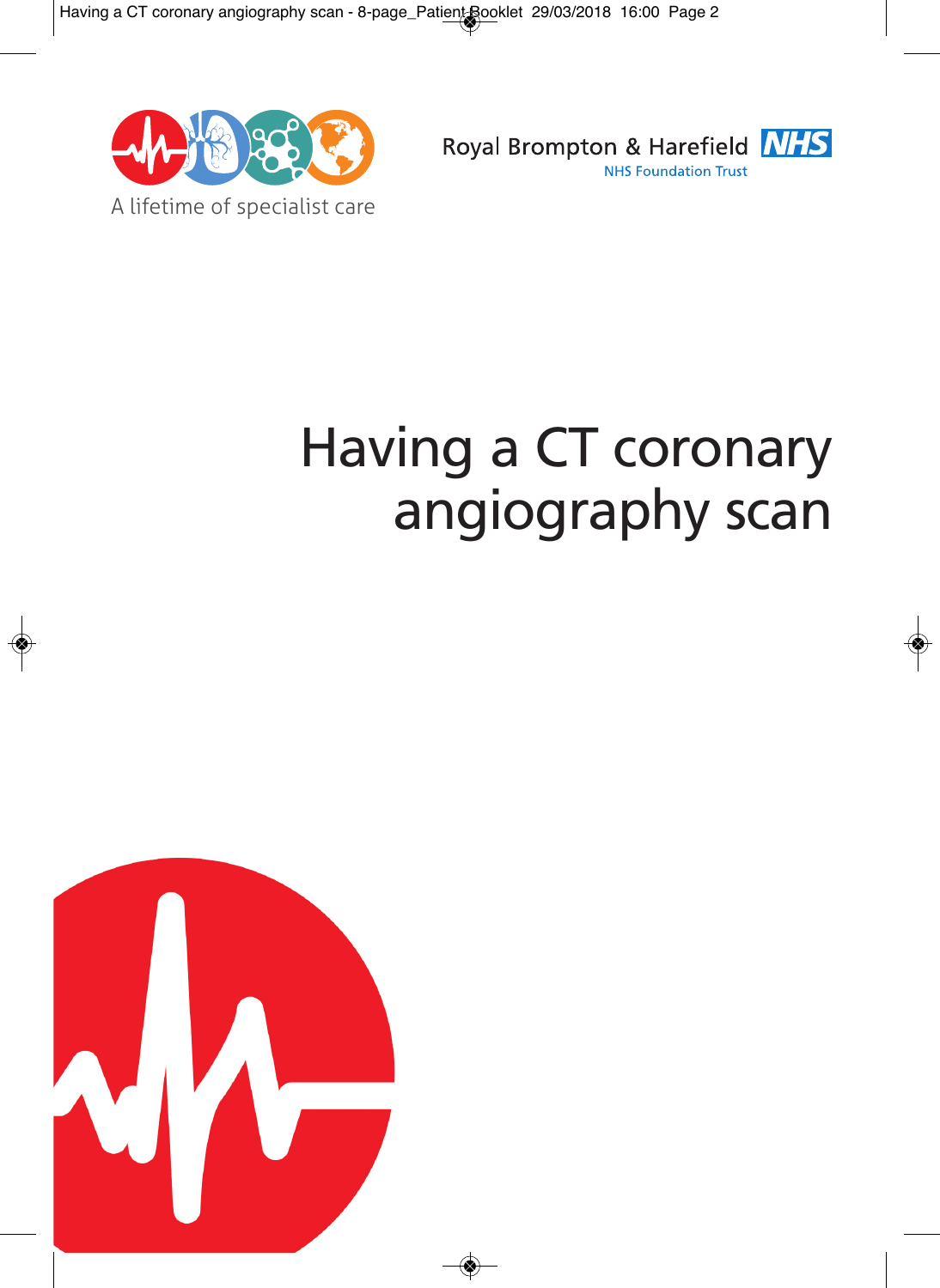A lifetime of specialist care

Royal Brompton & Harefield NHS

NHS Foundation Trust

# Having a CT coronary angiography scan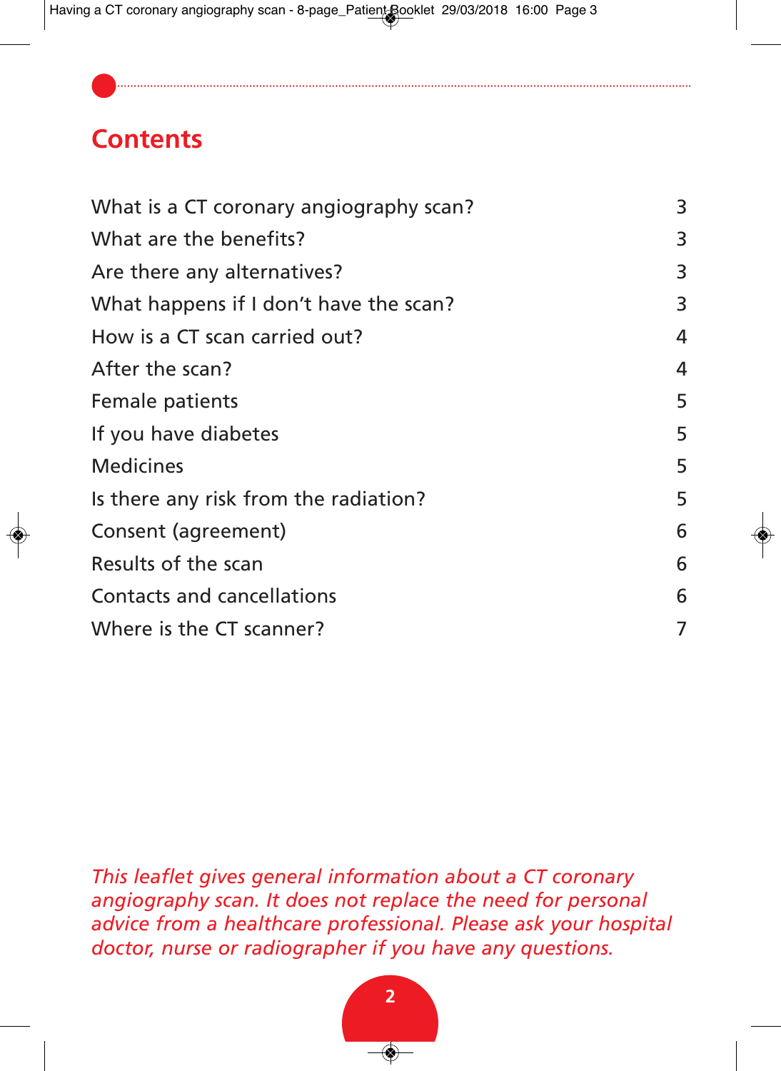## Contents

| | |
|---|---|
| What is a CT coronary angiography scan? | 3 |
| What are the benefits? | 3 |
| Are there any alternatives? | 3 |
| What happens if I don't have the scan? | 3 |
| How is a CT scan carried out? | 4 |
| After the scan? | 4 |
| Female patients | 5 |
| If you have diabetes | 5 |
| Medicines | 5 |
| Is there any risk from the radiation? | 5 |
| Consent (agreement) | 6 |
| Results of the scan | 6 |
| Contacts and cancellations | 6 |
| Where is the CT scanner? | 7 |

*This leaflet gives general information about a CT coronary angiography scan. It does not replace the need for personal advice from a healthcare professional. Please ask your hospital doctor, nurse or radiographer if you have any questions.*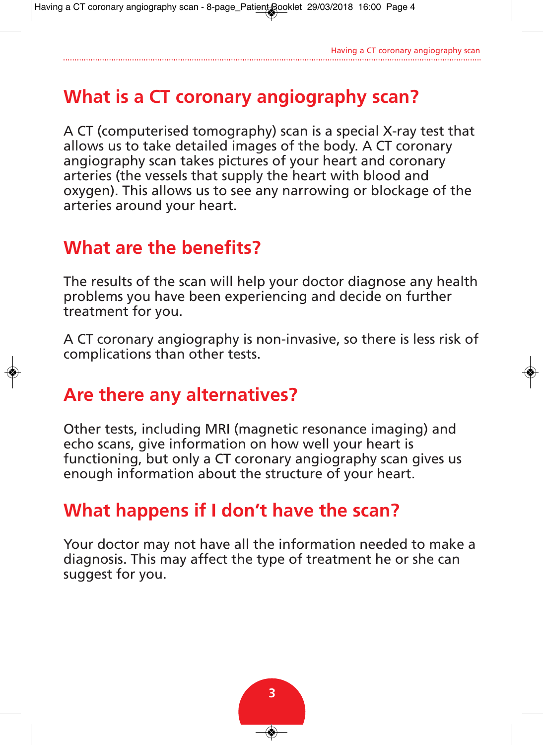## What is a CT coronary angiography scan?

A CT (computerised tomography) scan is a special X-ray test that allows us to take detailed images of the body. A CT coronary angiography scan takes pictures of your heart and coronary arteries (the vessels that supply the heart with blood and oxygen). This allows us to see any narrowing or blockage of the arteries around your heart.

## What are the benefits?

The results of the scan will help your doctor diagnose any health problems you have been experiencing and decide on further treatment for you.

A CT coronary angiography is non-invasive, so there is less risk of complications than other tests.

## Are there any alternatives?

Other tests, including MRI (magnetic resonance imaging) and echo scans, give information on how well your heart is functioning, but only a CT coronary angiography scan gives us enough information about the structure of your heart.

## What happens if I don’t have the scan?

Your doctor may not have all the information needed to make a diagnosis. This may affect the type of treatment he or she can suggest for you.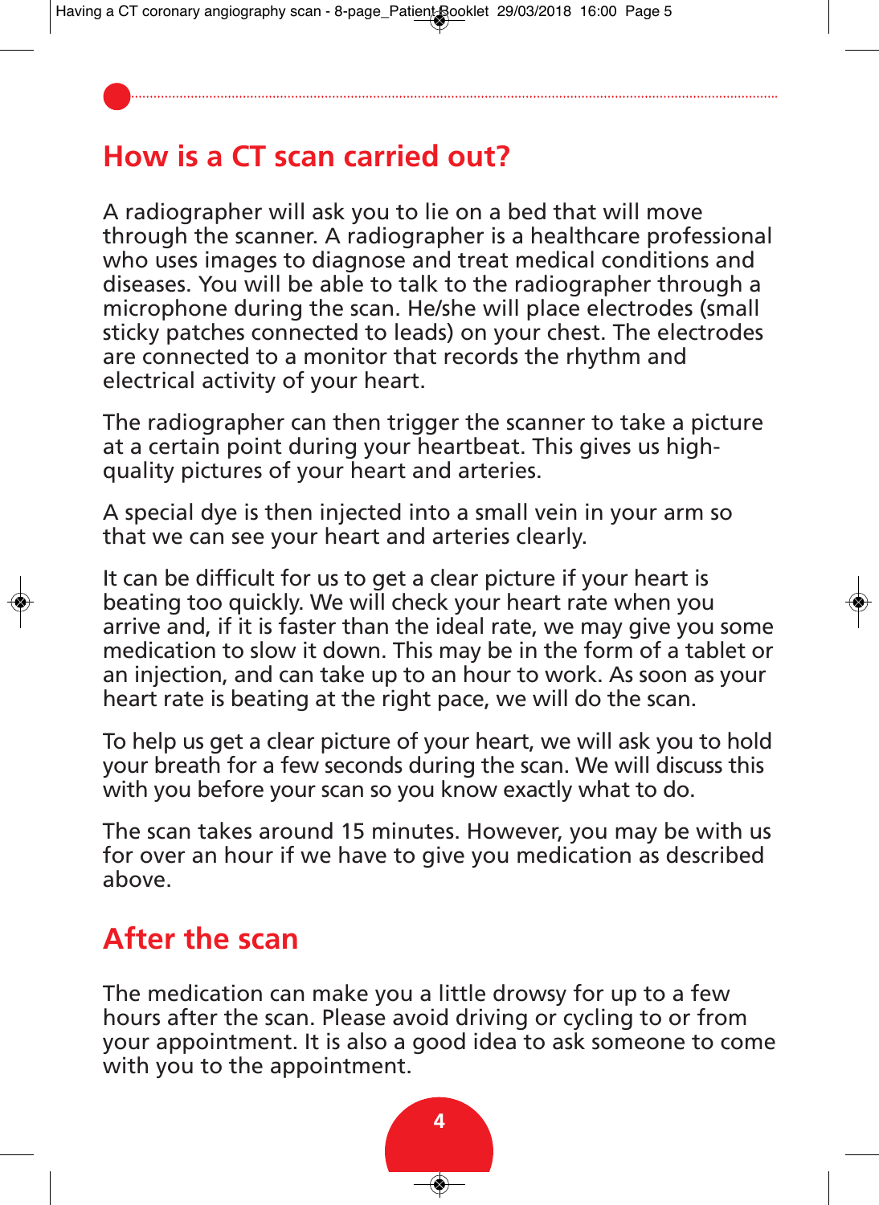## How is a CT scan carried out?

A radiographer will ask you to lie on a bed that will move through the scanner. A radiographer is a healthcare professional who uses images to diagnose and treat medical conditions and diseases. You will be able to talk to the radiographer through a microphone during the scan. He/she will place electrodes (small sticky patches connected to leads) on your chest. The electrodes are connected to a monitor that records the rhythm and electrical activity of your heart.

The radiographer can then trigger the scanner to take a picture at a certain point during your heartbeat. This gives us high-quality pictures of your heart and arteries.

A special dye is then injected into a small vein in your arm so that we can see your heart and arteries clearly.

It can be difficult for us to get a clear picture if your heart is beating too quickly. We will check your heart rate when you arrive and, if it is faster than the ideal rate, we may give you some medication to slow it down. This may be in the form of a tablet or an injection, and can take up to an hour to work. As soon as your heart rate is beating at the right pace, we will do the scan.

To help us get a clear picture of your heart, we will ask you to hold your breath for a few seconds during the scan. We will discuss this with you before your scan so you know exactly what to do.

The scan takes around 15 minutes. However, you may be with us for over an hour if we have to give you medication as described above.

## After the scan

The medication can make you a little drowsy for up to a few hours after the scan. Please avoid driving or cycling to or from your appointment. It is also a good idea to ask someone to come with you to the appointment.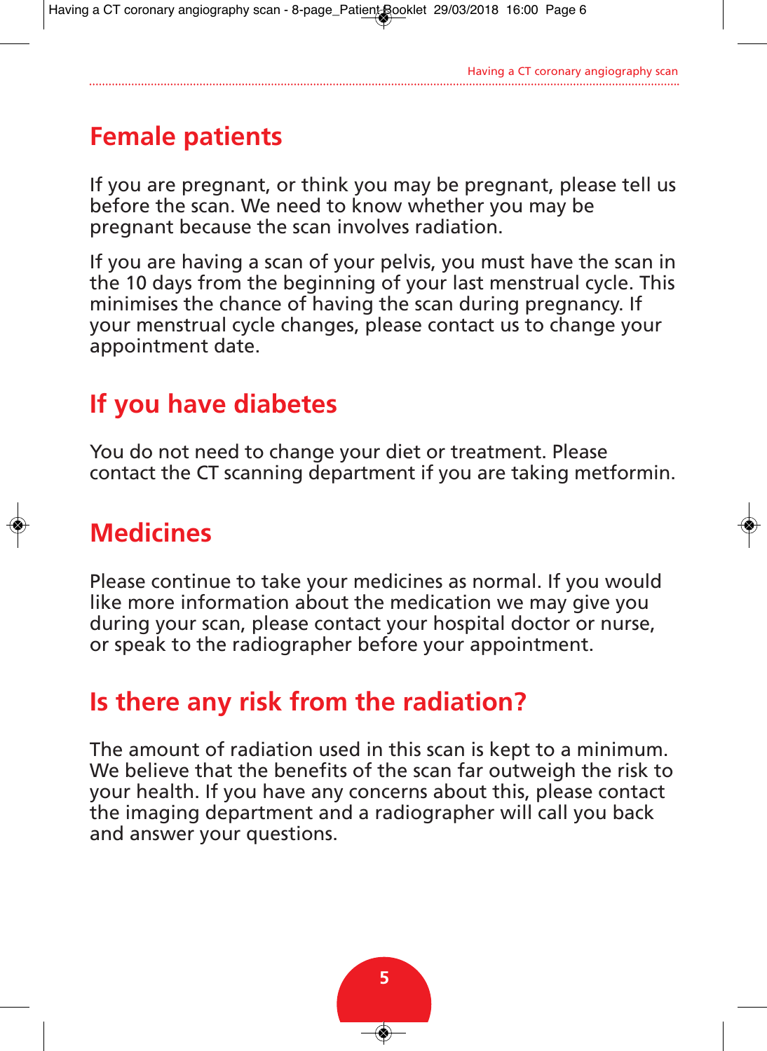## Female patients

If you are pregnant, or think you may be pregnant, please tell us before the scan. We need to know whether you may be pregnant because the scan involves radiation.

If you are having a scan of your pelvis, you must have the scan in the 10 days from the beginning of your last menstrual cycle. This minimises the chance of having the scan during pregnancy. If your menstrual cycle changes, please contact us to change your appointment date.

## If you have diabetes

You do not need to change your diet or treatment. Please contact the CT scanning department if you are taking metformin.

## Medicines

Please continue to take your medicines as normal. If you would like more information about the medication we may give you during your scan, please contact your hospital doctor or nurse, or speak to the radiographer before your appointment.

## Is there any risk from the radiation?

The amount of radiation used in this scan is kept to a minimum. We believe that the benefits of the scan far outweigh the risk to your health. If you have any concerns about this, please contact the imaging department and a radiographer will call you back and answer your questions.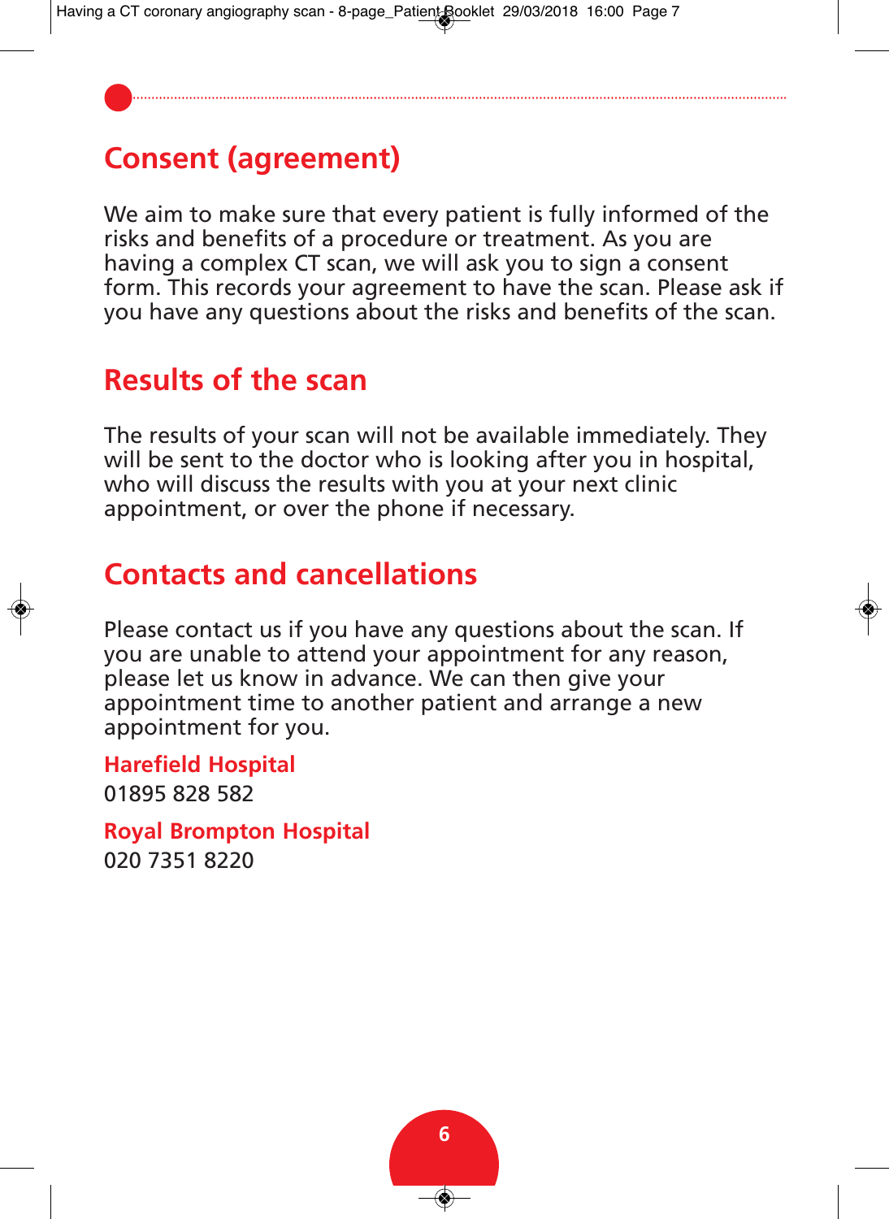## Consent (agreement)

We aim to make sure that every patient is fully informed of the risks and benefits of a procedure or treatment. As you are having a complex CT scan, we will ask you to sign a consent form. This records your agreement to have the scan. Please ask if you have any questions about the risks and benefits of the scan.

## Results of the scan

The results of your scan will not be available immediately. They will be sent to the doctor who is looking after you in hospital, who will discuss the results with you at your next clinic appointment, or over the phone if necessary.

## Contacts and cancellations

Please contact us if you have any questions about the scan. If you are unable to attend your appointment for any reason, please let us know in advance. We can then give your appointment time to another patient and arrange a new appointment for you.

**Harefield Hospital**
01895 828 582

**Royal Brompton Hospital**
020 7351 8220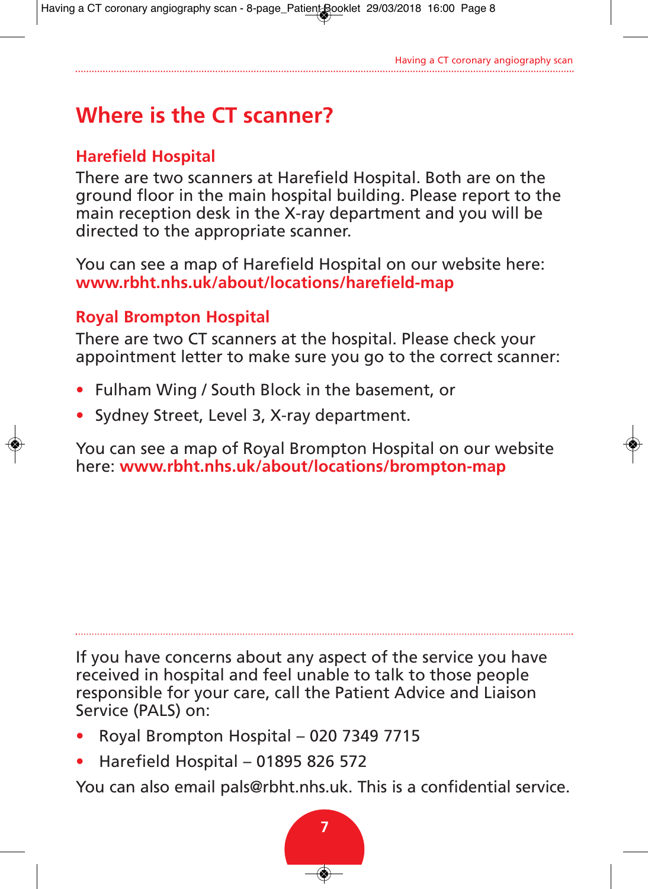# Where is the CT scanner?

## Harefield Hospital

There are two scanners at Harefield Hospital. Both are on the ground floor in the main hospital building. Please report to the main reception desk in the X-ray department and you will be directed to the appropriate scanner.

You can see a map of Harefield Hospital on our website here: **www.rbht.nhs.uk/about/locations/harefield-map**

## Royal Brompton Hospital

There are two CT scanners at the hospital. Please check your appointment letter to make sure you go to the correct scanner:

- Fulham Wing / South Block in the basement, or
- Sydney Street, Level 3, X-ray department.

You can see a map of Royal Brompton Hospital on our website here: **www.rbht.nhs.uk/about/locations/brompton-map**

---

If you have concerns about any aspect of the service you have received in hospital and feel unable to talk to those people responsible for your care, call the Patient Advice and Liaison Service (PALS) on:

- Royal Brompton Hospital – 020 7349 7715
- Harefield Hospital – 01895 826 572

You can also email pals@rbht.nhs.uk. This is a confidential service.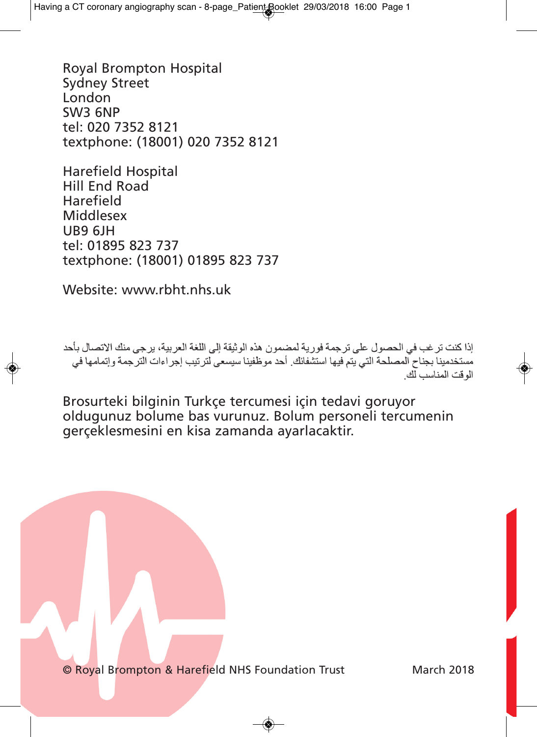Royal Brompton Hospital
Sydney Street
London
SW3 6NP
tel: 020 7352 8121
textphone: (18001) 020 7352 8121

Harefield Hospital
Hill End Road
Harefield
Middlesex
UB9 6JH
tel: 01895 823 737
textphone: (18001) 01895 823 737

Website: www.rbht.nhs.uk

إذا كنت ترغب في الحصول على ترجمة فورية لمضمون هذه الوثيقة إلى اللغة العربية، يرجى منك الاتصال بأحد مستخدمينا بجناح المصلحة التي يتم فيها استشفائك. أحد موظفينا سيسعى لترتيب إجراءات الترجمة وإتمامها في الوقت المناسب لك.

Brosurteki bilginin Turkçe tercumesi için tedavi goruyor oldugunuz bolume bas vurunuz. Bolum personeli tercumenin gerçeklesmesini en kisa zamanda ayarlacaktir.

© Royal Brompton & Harefield NHS Foundation Trust

March 2018